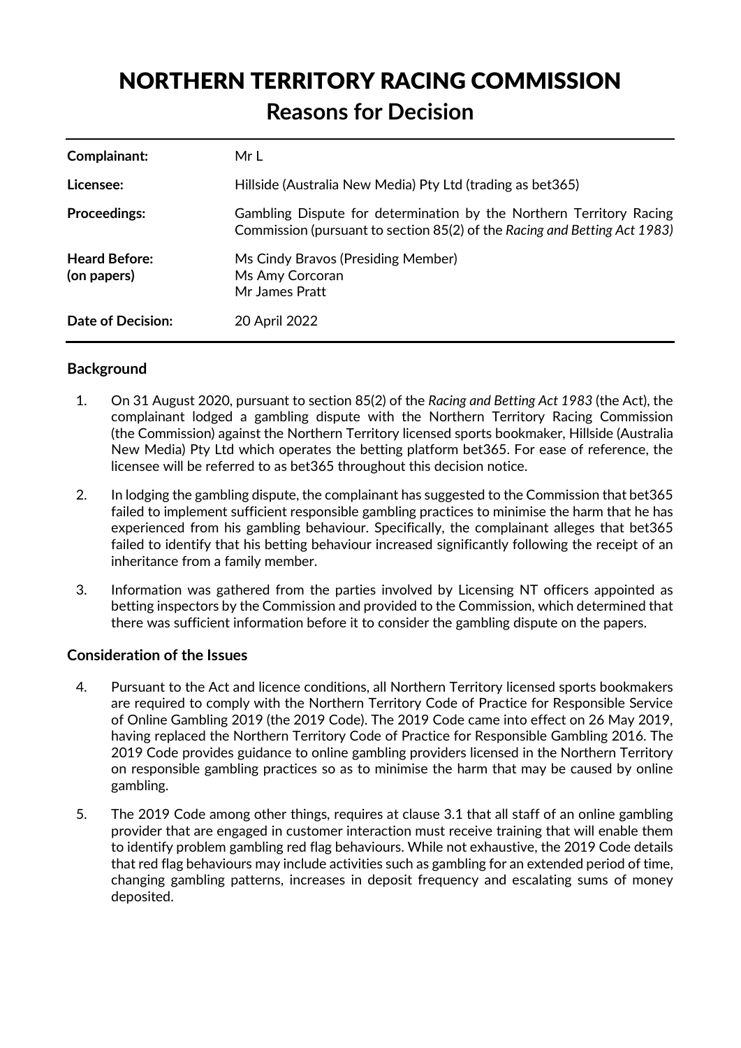# NORTHERN TERRITORY RACING COMMISSION

## Reasons for Decision

| | |
|---|---|
| **Complainant:** | Mr L |
| **Licensee:** | Hillside (Australia New Media) Pty Ltd (trading as bet365) |
| **Proceedings:** | Gambling Dispute for determination by the Northern Territory Racing Commission (pursuant to section 85(2) of the *Racing and Betting Act 1983)* |
| **Heard Before: (on papers)** | Ms Cindy Bravos (Presiding Member)<br>Ms Amy Corcoran<br>Mr James Pratt |
| **Date of Decision:** | 20 April 2022 |

### Background

1. On 31 August 2020, pursuant to section 85(2) of the *Racing and Betting Act 1983* (the Act), the complainant lodged a gambling dispute with the Northern Territory Racing Commission (the Commission) against the Northern Territory licensed sports bookmaker, Hillside (Australia New Media) Pty Ltd which operates the betting platform bet365. For ease of reference, the licensee will be referred to as bet365 throughout this decision notice.

2. In lodging the gambling dispute, the complainant has suggested to the Commission that bet365 failed to implement sufficient responsible gambling practices to minimise the harm that he has experienced from his gambling behaviour. Specifically, the complainant alleges that bet365 failed to identify that his betting behaviour increased significantly following the receipt of an inheritance from a family member.

3. Information was gathered from the parties involved by Licensing NT officers appointed as betting inspectors by the Commission and provided to the Commission, which determined that there was sufficient information before it to consider the gambling dispute on the papers.

### Consideration of the Issues

4. Pursuant to the Act and licence conditions, all Northern Territory licensed sports bookmakers are required to comply with the Northern Territory Code of Practice for Responsible Service of Online Gambling 2019 (the 2019 Code). The 2019 Code came into effect on 26 May 2019, having replaced the Northern Territory Code of Practice for Responsible Gambling 2016. The 2019 Code provides guidance to online gambling providers licensed in the Northern Territory on responsible gambling practices so as to minimise the harm that may be caused by online gambling.

5. The 2019 Code among other things, requires at clause 3.1 that all staff of an online gambling provider that are engaged in customer interaction must receive training that will enable them to identify problem gambling red flag behaviours. While not exhaustive, the 2019 Code details that red flag behaviours may include activities such as gambling for an extended period of time, changing gambling patterns, increases in deposit frequency and escalating sums of money deposited.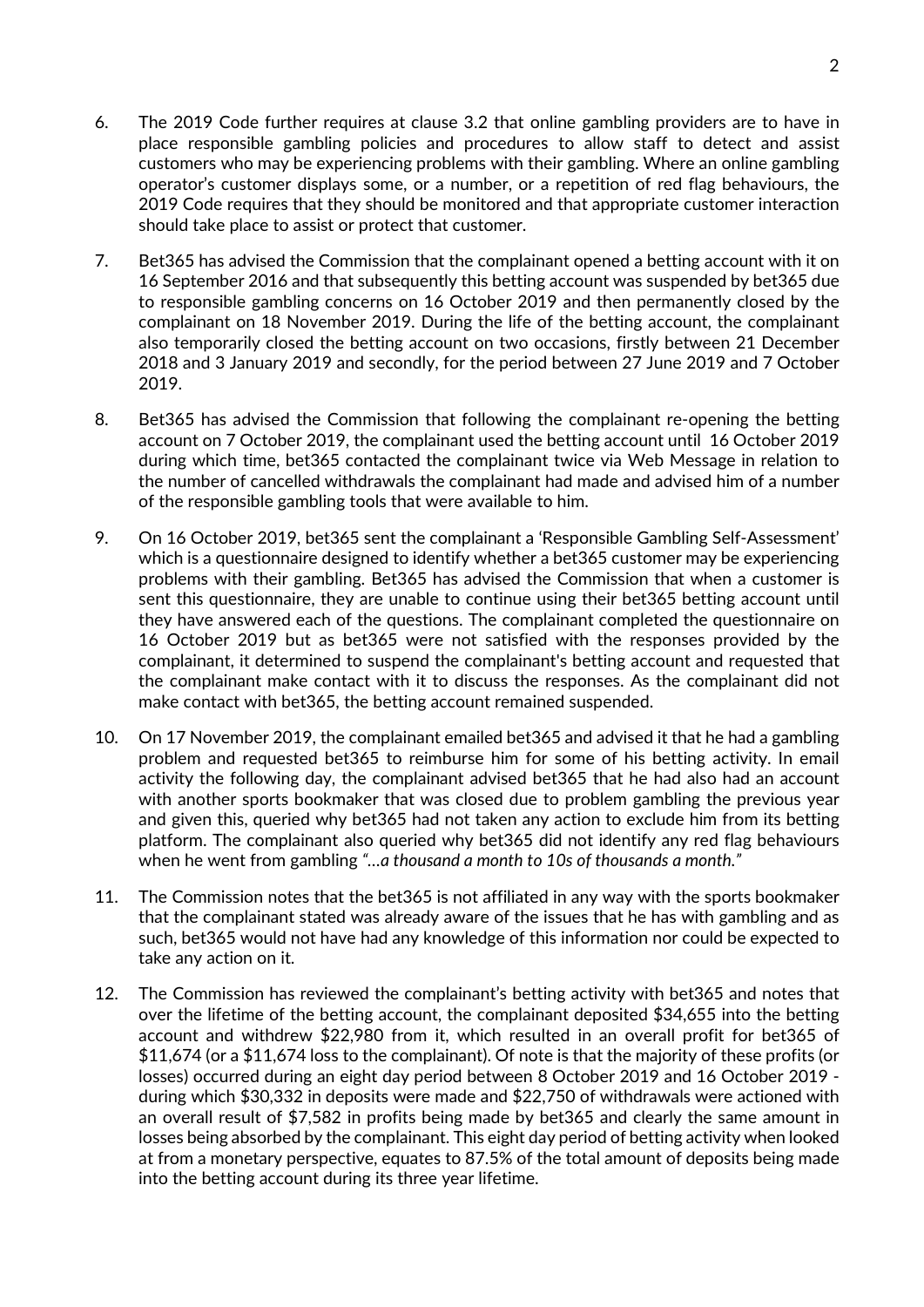6. The 2019 Code further requires at clause 3.2 that online gambling providers are to have in place responsible gambling policies and procedures to allow staff to detect and assist customers who may be experiencing problems with their gambling. Where an online gambling operator's customer displays some, or a number, or a repetition of red flag behaviours, the 2019 Code requires that they should be monitored and that appropriate customer interaction should take place to assist or protect that customer.

7. Bet365 has advised the Commission that the complainant opened a betting account with it on 16 September 2016 and that subsequently this betting account was suspended by bet365 due to responsible gambling concerns on 16 October 2019 and then permanently closed by the complainant on 18 November 2019. During the life of the betting account, the complainant also temporarily closed the betting account on two occasions, firstly between 21 December 2018 and 3 January 2019 and secondly, for the period between 27 June 2019 and 7 October 2019.

8. Bet365 has advised the Commission that following the complainant re-opening the betting account on 7 October 2019, the complainant used the betting account until 16 October 2019 during which time, bet365 contacted the complainant twice via Web Message in relation to the number of cancelled withdrawals the complainant had made and advised him of a number of the responsible gambling tools that were available to him.

9. On 16 October 2019, bet365 sent the complainant a 'Responsible Gambling Self-Assessment' which is a questionnaire designed to identify whether a bet365 customer may be experiencing problems with their gambling. Bet365 has advised the Commission that when a customer is sent this questionnaire, they are unable to continue using their bet365 betting account until they have answered each of the questions. The complainant completed the questionnaire on 16 October 2019 but as bet365 were not satisfied with the responses provided by the complainant, it determined to suspend the complainant's betting account and requested that the complainant make contact with it to discuss the responses. As the complainant did not make contact with bet365, the betting account remained suspended.

10. On 17 November 2019, the complainant emailed bet365 and advised it that he had a gambling problem and requested bet365 to reimburse him for some of his betting activity. In email activity the following day, the complainant advised bet365 that he had also had an account with another sports bookmaker that was closed due to problem gambling the previous year and given this, queried why bet365 had not taken any action to exclude him from its betting platform. The complainant also queried why bet365 did not identify any red flag behaviours when he went from gambling *"…a thousand a month to 10s of thousands a month."*

11. The Commission notes that the bet365 is not affiliated in any way with the sports bookmaker that the complainant stated was already aware of the issues that he has with gambling and as such, bet365 would not have had any knowledge of this information nor could be expected to take any action on it.

12. The Commission has reviewed the complainant's betting activity with bet365 and notes that over the lifetime of the betting account, the complainant deposited $34,655 into the betting account and withdrew $22,980 from it, which resulted in an overall profit for bet365 of $11,674 (or a $11,674 loss to the complainant). Of note is that the majority of these profits (or losses) occurred during an eight day period between 8 October 2019 and 16 October 2019 - during which $30,332 in deposits were made and $22,750 of withdrawals were actioned with an overall result of $7,582 in profits being made by bet365 and clearly the same amount in losses being absorbed by the complainant. This eight day period of betting activity when looked at from a monetary perspective, equates to 87.5% of the total amount of deposits being made into the betting account during its three year lifetime.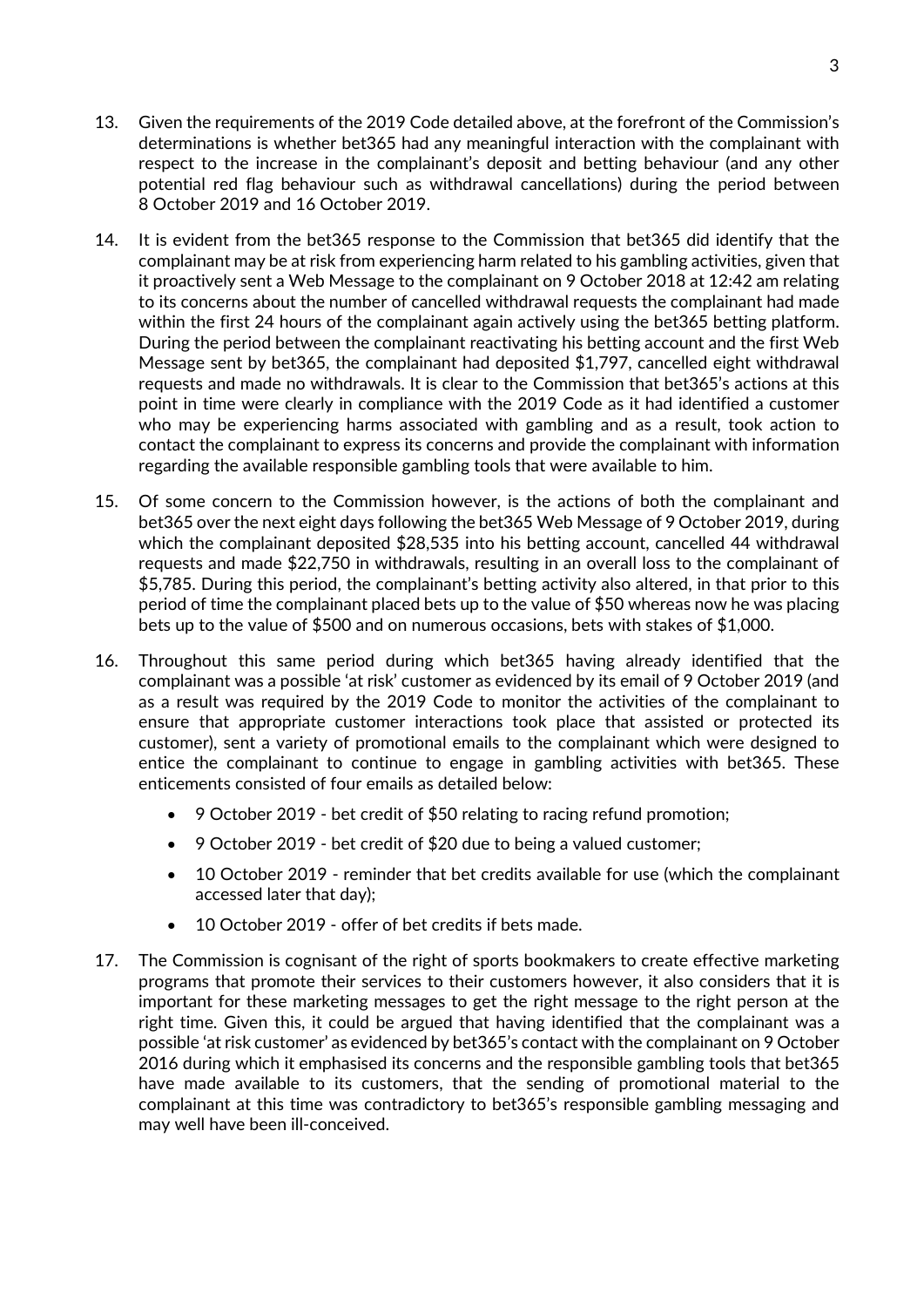13. Given the requirements of the 2019 Code detailed above, at the forefront of the Commission's determinations is whether bet365 had any meaningful interaction with the complainant with respect to the increase in the complainant's deposit and betting behaviour (and any other potential red flag behaviour such as withdrawal cancellations) during the period between 8 October 2019 and 16 October 2019.

14. It is evident from the bet365 response to the Commission that bet365 did identify that the complainant may be at risk from experiencing harm related to his gambling activities, given that it proactively sent a Web Message to the complainant on 9 October 2018 at 12:42 am relating to its concerns about the number of cancelled withdrawal requests the complainant had made within the first 24 hours of the complainant again actively using the bet365 betting platform. During the period between the complainant reactivating his betting account and the first Web Message sent by bet365, the complainant had deposited $1,797, cancelled eight withdrawal requests and made no withdrawals. It is clear to the Commission that bet365's actions at this point in time were clearly in compliance with the 2019 Code as it had identified a customer who may be experiencing harms associated with gambling and as a result, took action to contact the complainant to express its concerns and provide the complainant with information regarding the available responsible gambling tools that were available to him.

15. Of some concern to the Commission however, is the actions of both the complainant and bet365 over the next eight days following the bet365 Web Message of 9 October 2019, during which the complainant deposited $28,535 into his betting account, cancelled 44 withdrawal requests and made $22,750 in withdrawals, resulting in an overall loss to the complainant of $5,785. During this period, the complainant's betting activity also altered, in that prior to this period of time the complainant placed bets up to the value of $50 whereas now he was placing bets up to the value of $500 and on numerous occasions, bets with stakes of $1,000.

16. Throughout this same period during which bet365 having already identified that the complainant was a possible 'at risk' customer as evidenced by its email of 9 October 2019 (and as a result was required by the 2019 Code to monitor the activities of the complainant to ensure that appropriate customer interactions took place that assisted or protected its customer), sent a variety of promotional emails to the complainant which were designed to entice the complainant to continue to engage in gambling activities with bet365. These enticements consisted of four emails as detailed below:

    - 9 October 2019 - bet credit of $50 relating to racing refund promotion;
    - 9 October 2019 - bet credit of $20 due to being a valued customer;
    - 10 October 2019 - reminder that bet credits available for use (which the complainant accessed later that day);
    - 10 October 2019 - offer of bet credits if bets made.

17. The Commission is cognisant of the right of sports bookmakers to create effective marketing programs that promote their services to their customers however, it also considers that it is important for these marketing messages to get the right message to the right person at the right time. Given this, it could be argued that having identified that the complainant was a possible 'at risk customer' as evidenced by bet365's contact with the complainant on 9 October 2016 during which it emphasised its concerns and the responsible gambling tools that bet365 have made available to its customers, that the sending of promotional material to the complainant at this time was contradictory to bet365's responsible gambling messaging and may well have been ill-conceived.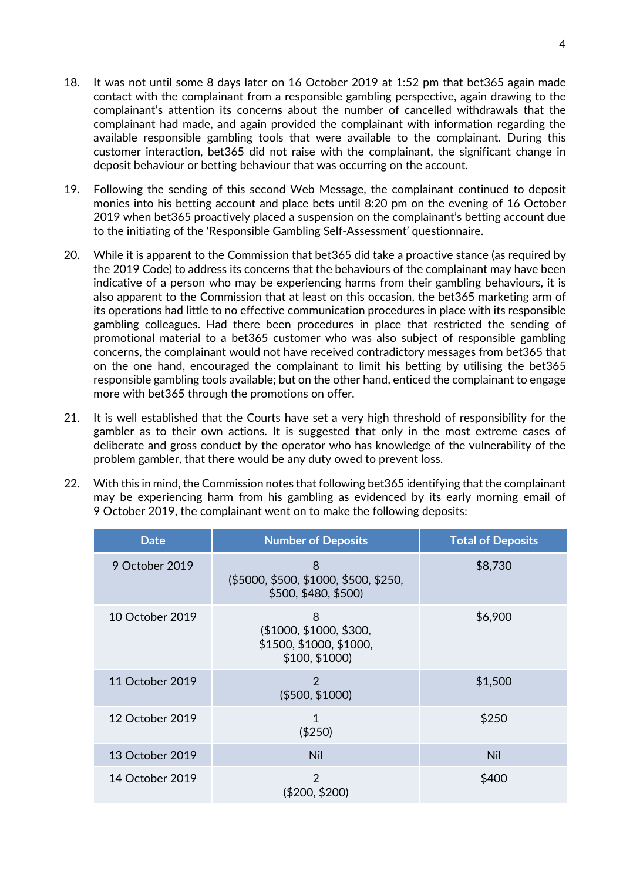18. It was not until some 8 days later on 16 October 2019 at 1:52 pm that bet365 again made contact with the complainant from a responsible gambling perspective, again drawing to the complainant's attention its concerns about the number of cancelled withdrawals that the complainant had made, and again provided the complainant with information regarding the available responsible gambling tools that were available to the complainant. During this customer interaction, bet365 did not raise with the complainant, the significant change in deposit behaviour or betting behaviour that was occurring on the account.

19. Following the sending of this second Web Message, the complainant continued to deposit monies into his betting account and place bets until 8:20 pm on the evening of 16 October 2019 when bet365 proactively placed a suspension on the complainant's betting account due to the initiating of the 'Responsible Gambling Self-Assessment' questionnaire.

20. While it is apparent to the Commission that bet365 did take a proactive stance (as required by the 2019 Code) to address its concerns that the behaviours of the complainant may have been indicative of a person who may be experiencing harms from their gambling behaviours, it is also apparent to the Commission that at least on this occasion, the bet365 marketing arm of its operations had little to no effective communication procedures in place with its responsible gambling colleagues. Had there been procedures in place that restricted the sending of promotional material to a bet365 customer who was also subject of responsible gambling concerns, the complainant would not have received contradictory messages from bet365 that on the one hand, encouraged the complainant to limit his betting by utilising the bet365 responsible gambling tools available; but on the other hand, enticed the complainant to engage more with bet365 through the promotions on offer.

21. It is well established that the Courts have set a very high threshold of responsibility for the gambler as to their own actions. It is suggested that only in the most extreme cases of deliberate and gross conduct by the operator who has knowledge of the vulnerability of the problem gambler, that there would be any duty owed to prevent loss.

22. With this in mind, the Commission notes that following bet365 identifying that the complainant may be experiencing harm from his gambling as evidenced by its early morning email of 9 October 2019, the complainant went on to make the following deposits:

| Date | Number of Deposits | Total of Deposits |
|---|---|---|
| 9 October 2019 | 8<br>($5000, $500, $1000, $500, $250, $500, $480, $500) | $8,730 |
| 10 October 2019 | 8<br>($1000, $1000, $300, $1500, $1000, $1000, $100, $1000) | $6,900 |
| 11 October 2019 | 2<br>($500, $1000) | $1,500 |
| 12 October 2019 | 1<br>($250) | $250 |
| 13 October 2019 | Nil | Nil |
| 14 October 2019 | 2<br>($200, $200) | $400 |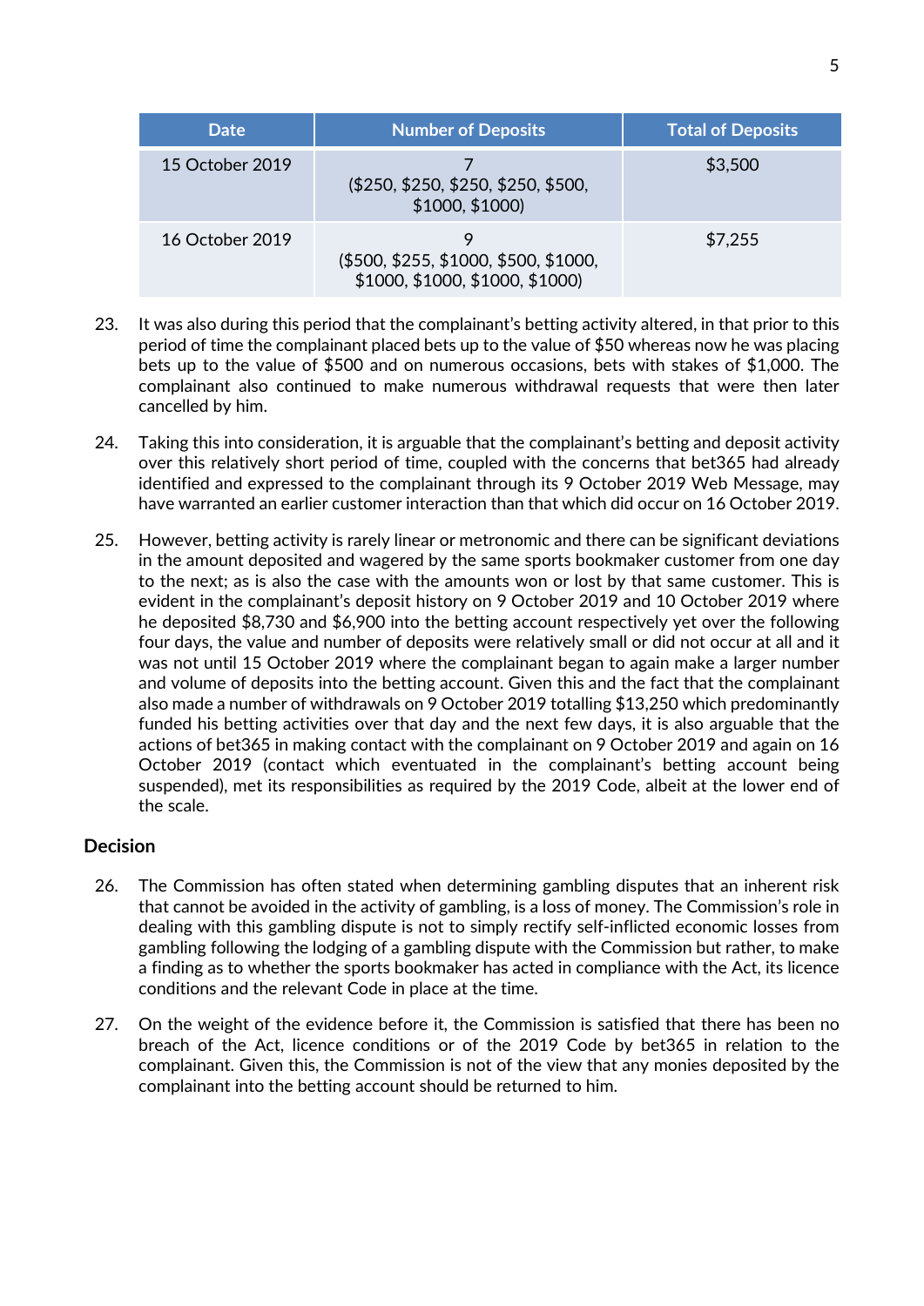| Date | Number of Deposits | Total of Deposits |
|---|---|---|
| 15 October 2019 | 7<br>($250, $250, $250, $250, $500, $1000, $1000) | $3,500 |
| 16 October 2019 | 9<br>($500, $255, $1000, $500, $1000, $1000, $1000, $1000, $1000) | $7,255 |

23. It was also during this period that the complainant's betting activity altered, in that prior to this period of time the complainant placed bets up to the value of $50 whereas now he was placing bets up to the value of $500 and on numerous occasions, bets with stakes of $1,000. The complainant also continued to make numerous withdrawal requests that were then later cancelled by him.

24. Taking this into consideration, it is arguable that the complainant's betting and deposit activity over this relatively short period of time, coupled with the concerns that bet365 had already identified and expressed to the complainant through its 9 October 2019 Web Message, may have warranted an earlier customer interaction than that which did occur on 16 October 2019.

25. However, betting activity is rarely linear or metronomic and there can be significant deviations in the amount deposited and wagered by the same sports bookmaker customer from one day to the next; as is also the case with the amounts won or lost by that same customer. This is evident in the complainant's deposit history on 9 October 2019 and 10 October 2019 where he deposited $8,730 and $6,900 into the betting account respectively yet over the following four days, the value and number of deposits were relatively small or did not occur at all and it was not until 15 October 2019 where the complainant began to again make a larger number and volume of deposits into the betting account. Given this and the fact that the complainant also made a number of withdrawals on 9 October 2019 totalling $13,250 which predominantly funded his betting activities over that day and the next few days, it is also arguable that the actions of bet365 in making contact with the complainant on 9 October 2019 and again on 16 October 2019 (contact which eventuated in the complainant's betting account being suspended), met its responsibilities as required by the 2019 Code, albeit at the lower end of the scale.

## Decision

26. The Commission has often stated when determining gambling disputes that an inherent risk that cannot be avoided in the activity of gambling, is a loss of money. The Commission's role in dealing with this gambling dispute is not to simply rectify self-inflicted economic losses from gambling following the lodging of a gambling dispute with the Commission but rather, to make a finding as to whether the sports bookmaker has acted in compliance with the Act, its licence conditions and the relevant Code in place at the time.

27. On the weight of the evidence before it, the Commission is satisfied that there has been no breach of the Act, licence conditions or of the 2019 Code by bet365 in relation to the complainant. Given this, the Commission is not of the view that any monies deposited by the complainant into the betting account should be returned to him.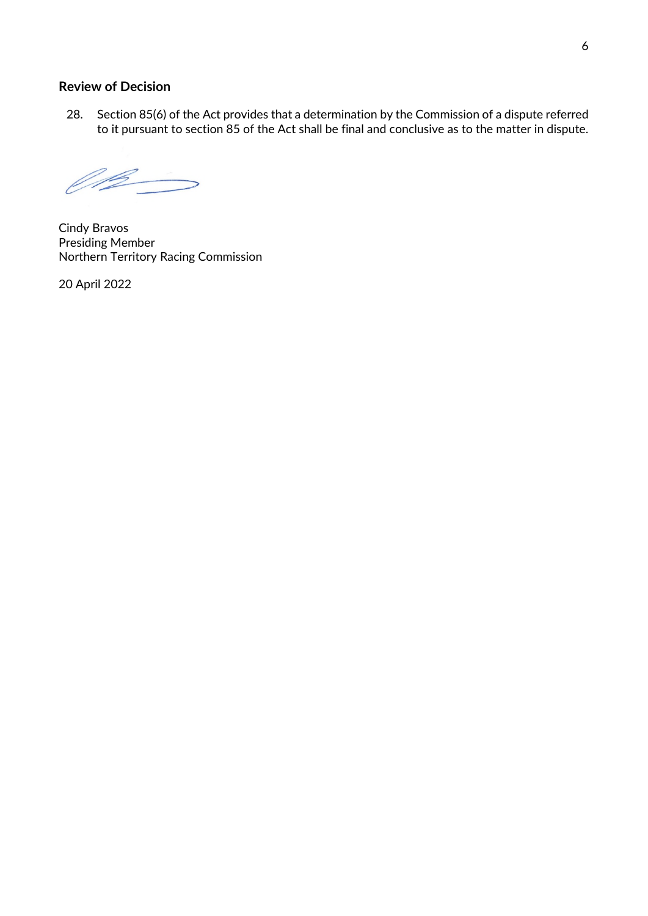## Review of Decision

28. Section 85(6) of the Act provides that a determination by the Commission of a dispute referred to it pursuant to section 85 of the Act shall be final and conclusive as to the matter in dispute.

Cindy Bravos
Presiding Member
Northern Territory Racing Commission

20 April 2022